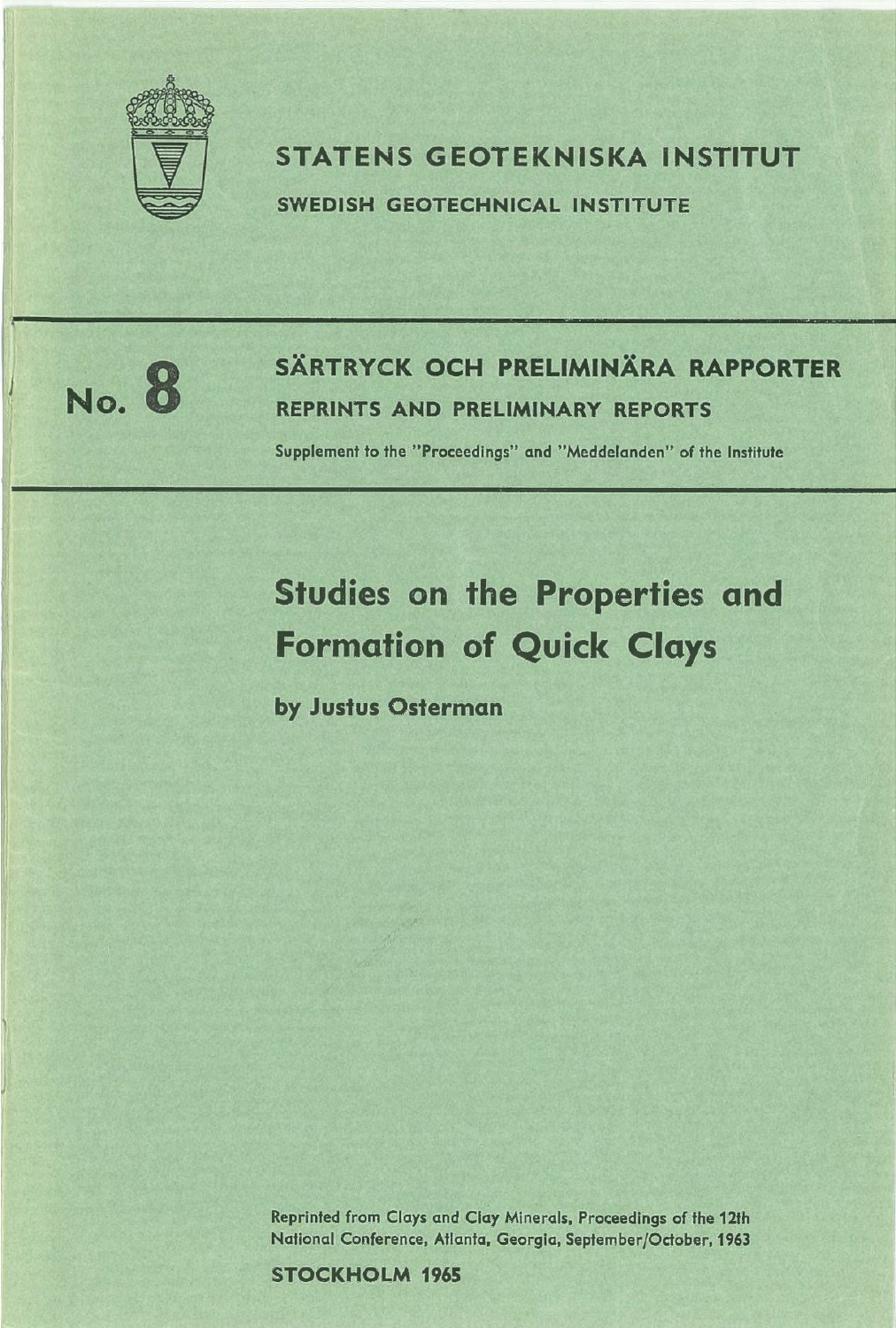# STATENS GEOTEKNISKA INSTITUT

SWEDISH GEOTECHNICAL INSTITUTE

**No. 8**

## SÄRTRYCK OCH PRELIMINÄRA RAPPORTER

REPRINTS AND PRELIMINARY REPORTS

Supplement to the "Proceedings" and "Meddelanden" of the Institute

# Studies on the Properties and Formation of Quick Clays

**by Justus Osterman**

Reprinted from Clays and Clay Minerals, Proceedings of the 12th National Conference, Atlanta, Georgia, September/October, 1963

**STOCKHOLM 1965**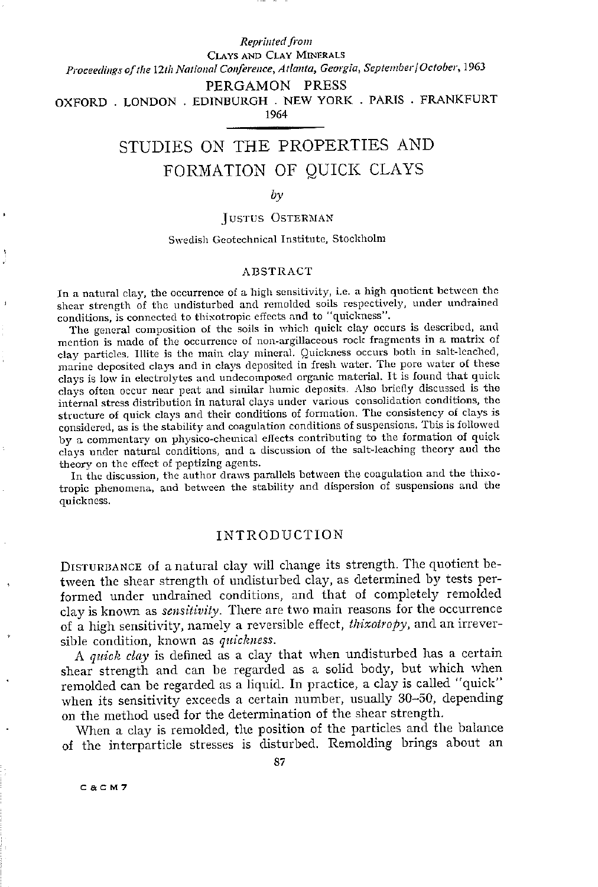*Reprinted from*
CLAYS AND CLAY MINERALS
*Proceedings of the 12th National Conference, Atlanta, Georgia, September/October, 1963*
PERGAMON PRESS
OXFORD . LONDON . EDINBURGH . NEW YORK . PARIS . FRANKFURT
1964

# STUDIES ON THE PROPERTIES AND FORMATION OF QUICK CLAYS

*by*

JUSTUS OSTERMAN

Swedish Geotechnical Institute, Stockholm

## ABSTRACT

In a natural clay, the occurrence of a high sensitivity, i.e. a high quotient between the shear strength of the undisturbed and remolded soils respectively, under undrained conditions, is connected to thixotropic effects and to "quickness".

The general composition of the soils in which quick clay occurs is described, and mention is made of the occurrence of non-argillaceous rock fragments in a matrix of clay particles. Illite is the main clay mineral. Quickness occurs both in salt-leached, marine deposited clays and in clays deposited in fresh water. The pore water of these clays is low in electrolytes and undecomposed organic material. It is found that quick clays often occur near peat and similar humic deposits. Also briefly discussed is the internal stress distribution in natural clays under various consolidation conditions, the structure of quick clays and their conditions of formation. The consistency of clays is considered, as is the stability and coagulation conditions of suspensions. This is followed by a commentary on physico-chemical effects contributing to the formation of quick clays under natural conditions, and a discussion of the salt-leaching theory and the theory on the effect of peptizing agents.

In the discussion, the author draws parallels between the coagulation and the thixotropic phenomena, and between the stability and dispersion of suspensions and the quickness.

## INTRODUCTION

DISTURBANCE of a natural clay will change its strength. The quotient between the shear strength of undisturbed clay, as determined by tests performed under undrained conditions, and that of completely remolded clay is known as *sensitivity*. There are two main reasons for the occurrence of a high sensitivity, namely a reversible effect, *thixotropy*, and an irreversible condition, known as *quickness*.

A *quick clay* is defined as a clay that when undisturbed has a certain shear strength and can be regarded as a solid body, but which when remolded can be regarded as a liquid. In practice, a clay is called "quick" when its sensitivity exceeds a certain number, usually 30–50, depending on the method used for the determination of the shear strength.

When a clay is remolded, the position of the particles and the balance of the interparticle stresses is disturbed. Remolding brings about an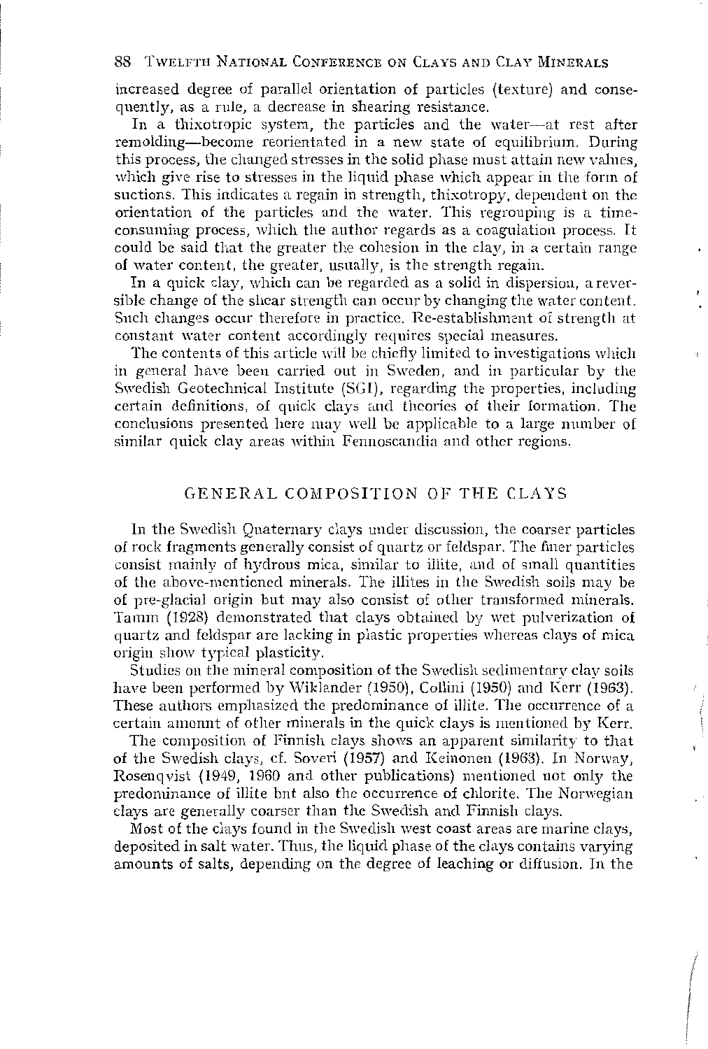increased degree of parallel orientation of particles (texture) and consequently, as a rule, a decrease in shearing resistance.

In a thixotropic system, the particles and the water—at rest after remolding—become reorientated in a new state of equilibrium. During this process, the changed stresses in the solid phase must attain new values, which give rise to stresses in the liquid phase which appear in the form of suctions. This indicates a regain in strength, thixotropy, dependent on the orientation of the particles and the water. This regrouping is a time-consuming process, which the author regards as a coagulation process. It could be said that the greater the cohesion in the clay, in a certain range of water content, the greater, usually, is the strength regain.

In a quick clay, which can be regarded as a solid in dispersion, a reversible change of the shear strength can occur by changing the water content. Such changes occur therefore in practice. Re-establishment of strength at constant water content accordingly requires special measures.

The contents of this article will be chiefly limited to investigations which in general have been carried out in Sweden, and in particular by the Swedish Geotechnical Institute (SGI), regarding the properties, including certain definitions, of quick clays and theories of their formation. The conclusions presented here may well be applicable to a large number of similar quick clay areas within Fennoscandia and other regions.

## GENERAL COMPOSITION OF THE CLAYS

In the Swedish Quaternary clays under discussion, the coarser particles of rock fragments generally consist of quartz or feldspar. The finer particles consist mainly of hydrous mica, similar to illite, and of small quantities of the above-mentioned minerals. The illites in the Swedish soils may be of pre-glacial origin but may also consist of other transformed minerals. Tamm (1928) demonstrated that clays obtained by wet pulverization of quartz and feldspar are lacking in plastic properties whereas clays of mica origin show typical plasticity.

Studies on the mineral composition of the Swedish sedimentary clay soils have been performed by Wiklander (1950), Collini (1950) and Kerr (1963). These authors emphasized the predominance of illite. The occurrence of a certain amount of other minerals in the quick clays is mentioned by Kerr.

The composition of Finnish clays shows an apparent similarity to that of the Swedish clays, cf. Soveri (1957) and Keinonen (1963). In Norway, Rosenqvist (1949, 1960 and other publications) mentioned not only the predominance of illite but also the occurrence of chlorite. The Norwegian clays are generally coarser than the Swedish and Finnish clays.

Most of the clays found in the Swedish west coast areas are marine clays, deposited in salt water. Thus, the liquid phase of the clays contains varying amounts of salts, depending on the degree of leaching or diffusion. In the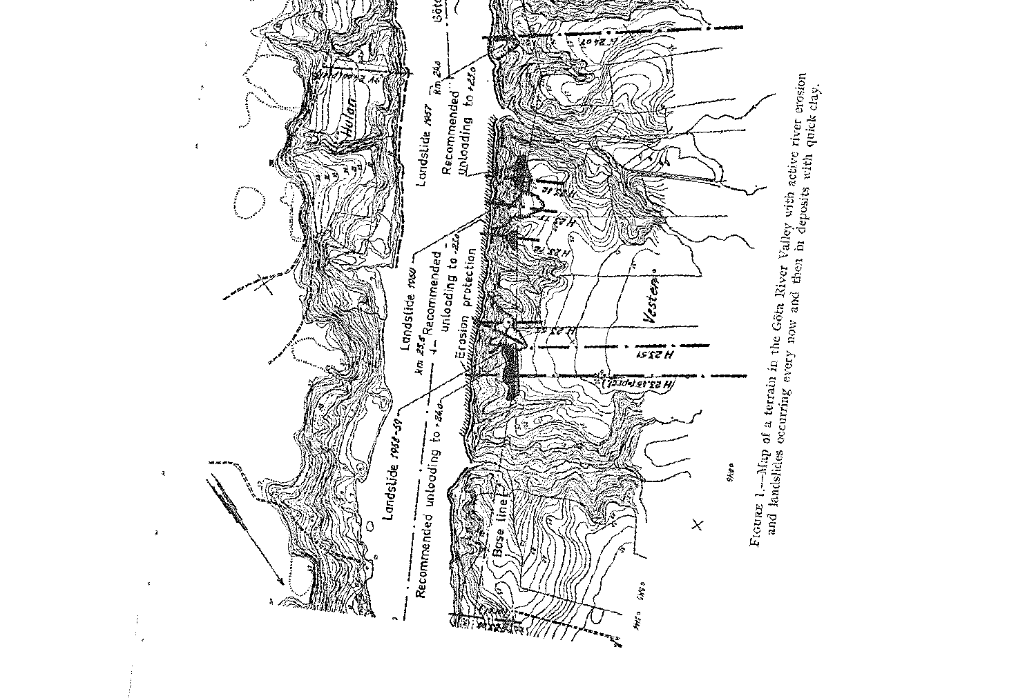Figure 1.—Map of a terrain in the Göta River Valley with active river erosion and landslides occurring every now and then in deposits with quick clay.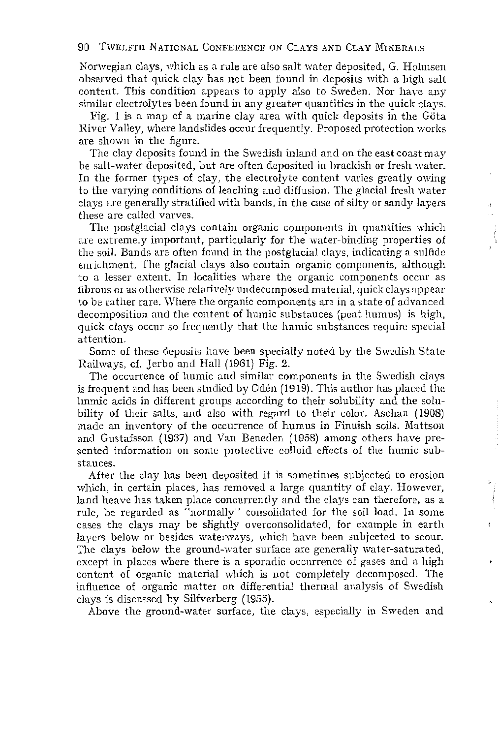Norwegian clays, which as a rule are also salt water deposited, G. Holmsen observed that quick clay has not been found in deposits with a high salt content. This condition appears to apply also to Sweden. Nor have any similar electrolytes been found in any greater quantities in the quick clays.

Fig. 1 is a map of a marine clay area with quick deposits in the Göta River Valley, where landslides occur frequently. Proposed protection works are shown in the figure.

The clay deposits found in the Swedish inland and on the east coast may be salt-water deposited, but are often deposited in brackish or fresh water. In the former types of clay, the electrolyte content varies greatly owing to the varying conditions of leaching and diffusion. The glacial fresh water clays are generally stratified with bands, in the case of silty or sandy layers these are called varves.

The postglacial clays contain organic components in quantities which are extremely important, particularly for the water-binding properties of the soil. Bands are often found in the postglacial clays, indicating a sulfide enrichment. The glacial clays also contain organic components, although to a lesser extent. In localities where the organic components occur as fibrous or as otherwise relatively undecomposed material, quick clays appear to be rather rare. Where the organic components are in a state of advanced decomposition and the content of humic substances (peat humus) is high, quick clays occur so frequently that the humic substances require special attention.

Some of these deposits have been specially noted by the Swedish State Railways, cf. Jerbo and Hall (1961) Fig. 2.

The occurrence of humic and similar components in the Swedish clays is frequent and has been studied by Odén (1919). This author has placed the humic acids in different groups according to their solubility and the solubility of their salts, and also with regard to their color. Aschan (1908) made an inventory of the occurrence of humus in Finnish soils. Mattson and Gustafsson (1937) and Van Beneden (1958) among others have presented information on some protective colloid effects of the humic substances.

After the clay has been deposited it is sometimes subjected to erosion which, in certain places, has removed a large quantity of clay. However, land heave has taken place concurrently and the clays can therefore, as a rule, be regarded as "normally" consolidated for the soil load. In some cases the clays may be slightly overconsolidated, for example in earth layers below or besides waterways, which have been subjected to scour. The clays below the ground-water surface are generally water-saturated, except in places where there is a sporadic occurrence of gases and a high content of organic material which is not completely decomposed. The influence of organic matter on differential thermal analysis of Swedish clays is discussed by Silfverberg (1955).

Above the ground-water surface, the clays, especially in Sweden and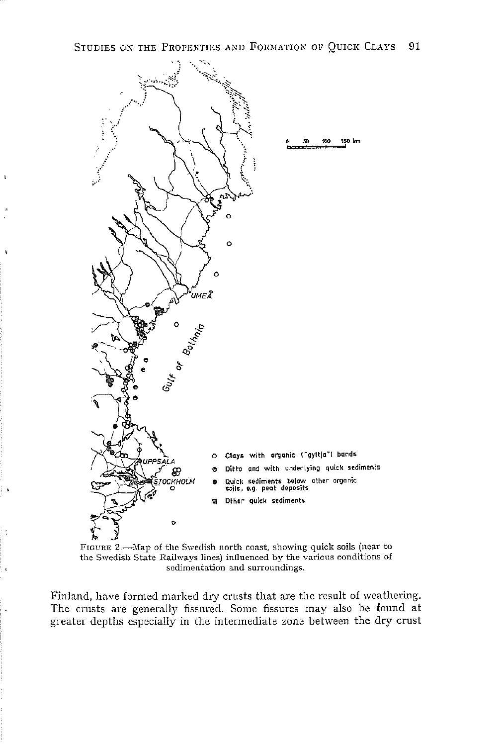FIGURE 2.—Map of the Swedish north coast, showing quick soils (near to the Swedish State Railways lines) influenced by the various conditions of sedimentation and surroundings.

Finland, have formed marked dry crusts that are the result of weathering. The crusts are generally fissured. Some fissures may also be found at greater depths especially in the intermediate zone between the dry crust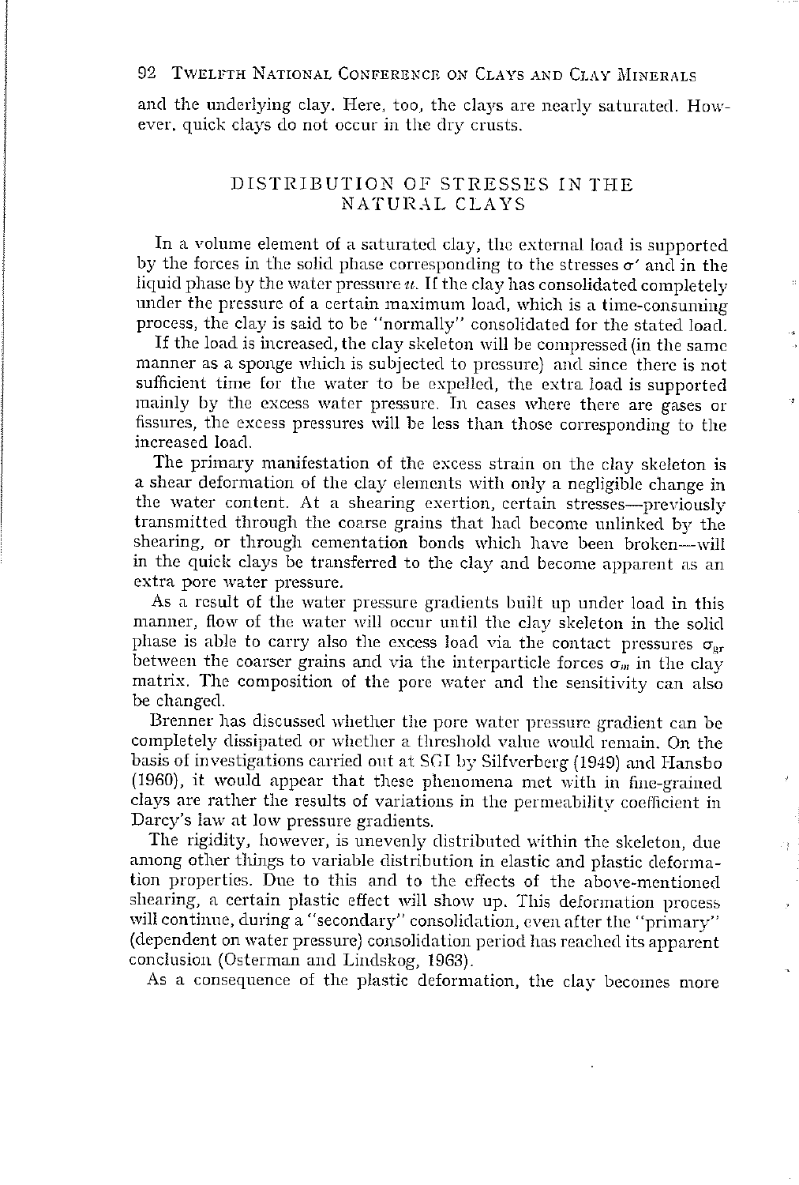and the underlying clay. Here, too, the clays are nearly saturated. However, quick clays do not occur in the dry crusts.

## DISTRIBUTION OF STRESSES IN THE NATURAL CLAYS

In a volume element of a saturated clay, the external load is supported by the forces in the solid phase corresponding to the stresses $\sigma'$ and in the liquid phase by the water pressure $u$. If the clay has consolidated completely under the pressure of a certain maximum load, which is a time-consuming process, the clay is said to be "normally" consolidated for the stated load.

If the load is increased, the clay skeleton will be compressed (in the same manner as a sponge which is subjected to pressure) and since there is not sufficient time for the water to be expelled, the extra load is supported mainly by the excess water pressure. In cases where there are gases or fissures, the excess pressures will be less than those corresponding to the increased load.

The primary manifestation of the excess strain on the clay skeleton is a shear deformation of the clay elements with only a negligible change in the water content. At a shearing exertion, certain stresses—previously transmitted through the coarse grains that had become unlinked by the shearing, or through cementation bonds which have been broken—will in the quick clays be transferred to the clay and become apparent as an extra pore water pressure.

As a result of the water pressure gradients built up under load in this manner, flow of the water will occur until the clay skeleton in the solid phase is able to carry also the excess load via the contact pressures $\sigma_{gr}$ between the coarser grains and via the interparticle forces $\sigma_m$ in the clay matrix. The composition of the pore water and the sensitivity can also be changed.

Brenner has discussed whether the pore water pressure gradient can be completely dissipated or whether a threshold value would remain. On the basis of investigations carried out at SGI by Silfverberg (1949) and Hansbo (1960), it would appear that these phenomena met with in fine-grained clays are rather the results of variations in the permeability coefficient in Darcy's law at low pressure gradients.

The rigidity, however, is unevenly distributed within the skeleton, due among other things to variable distribution in elastic and plastic deformation properties. Due to this and to the effects of the above-mentioned shearing, a certain plastic effect will show up. This deformation process will continue, during a "secondary" consolidation, even after the "primary" (dependent on water pressure) consolidation period has reached its apparent conclusion (Osterman and Lindskog, 1963).

As a consequence of the plastic deformation, the clay becomes more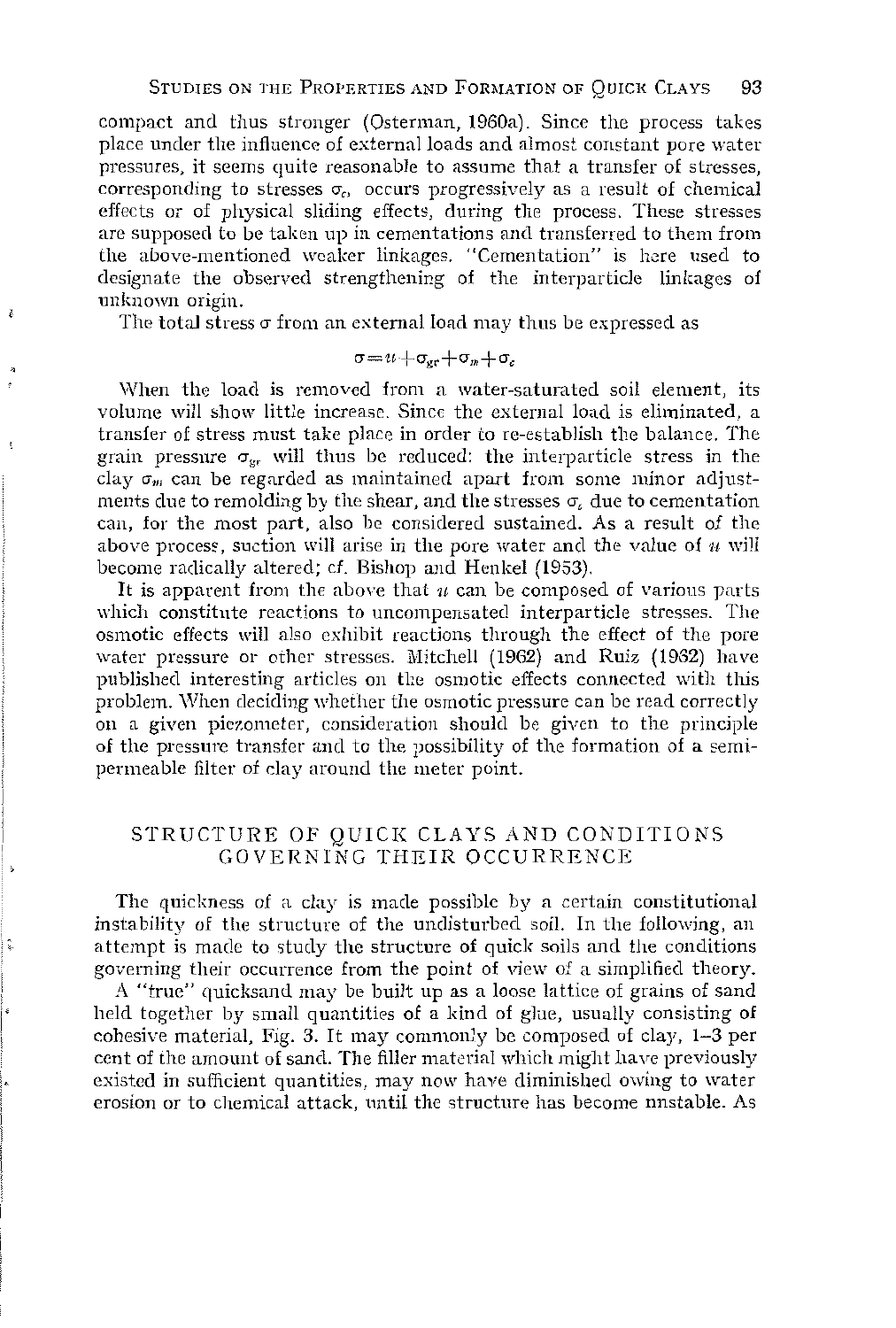compact and thus stronger (Osterman, 1960a). Since the process takes place under the influence of external loads and almost constant pore water pressures, it seems quite reasonable to assume that a transfer of stresses, corresponding to stresses $\sigma_c$, occurs progressively as a result of chemical effects or of physical sliding effects, during the process. These stresses are supposed to be taken up in cementations and transferred to them from the above-mentioned weaker linkages. "Cementation" is here used to designate the observed strengthening of the interparticle linkages of unknown origin.

The total stress $\sigma$ from an external load may thus be expressed as

$$\sigma = u + \sigma_{gr} + \sigma_m + \sigma_c$$

When the load is removed from a water-saturated soil element, its volume will show little increase. Since the external load is eliminated, a transfer of stress must take place in order to re-establish the balance. The grain pressure $\sigma_{gr}$ will thus be reduced: the interparticle stress in the clay $\sigma_m$ can be regarded as maintained apart from some minor adjustments due to remolding by the shear, and the stresses $\sigma_c$ due to cementation can, for the most part, also be considered sustained. As a result of the above process, suction will arise in the pore water and the value of $u$ will become radically altered; cf. Bishop and Henkel (1953).

It is apparent from the above that $u$ can be composed of various parts which constitute reactions to uncompensated interparticle stresses. The osmotic effects will also exhibit reactions through the effect of the pore water pressure or other stresses. Mitchell (1962) and Ruiz (1962) have published interesting articles on the osmotic effects connected with this problem. When deciding whether the osmotic pressure can be read correctly on a given piezometer, consideration should be given to the principle of the pressure transfer and to the possibility of the formation of a semi-permeable filter of clay around the meter point.

## STRUCTURE OF QUICK CLAYS AND CONDITIONS GOVERNING THEIR OCCURRENCE

The quickness of a clay is made possible by a certain constitutional instability of the structure of the undisturbed soil. In the following, an attempt is made to study the structure of quick soils and the conditions governing their occurrence from the point of view of a simplified theory.

A "true" quicksand may be built up as a loose lattice of grains of sand held together by small quantities of a kind of glue, usually consisting of cohesive material, Fig. 3. It may commonly be composed of clay, 1–3 per cent of the amount of sand. The filler material which might have previously existed in sufficient quantities, may now have diminished owing to water erosion or to chemical attack, until the structure has become unstable. As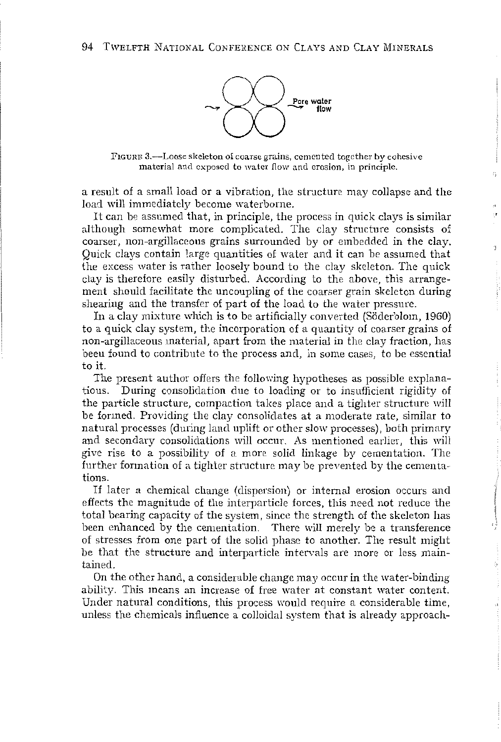FIGURE 3.—Loose skeleton of coarse grains, cemented together by cohesive material and exposed to water flow and erosion, in principle.

a result of a small load or a vibration, the structure may collapse and the load will immediately become waterborne.

It can be assumed that, in principle, the process in quick clays is similar although somewhat more complicated. The clay structure consists of coarser, non-argillaceous grains surrounded by or embedded in the clay. Quick clays contain large quantities of water and it can be assumed that the excess water is rather loosely bound to the clay skeleton. The quick clay is therefore easily disturbed. According to the above, this arrangement should facilitate the uncoupling of the coarser grain skeleton during shearing and the transfer of part of the load to the water pressure.

In a clay mixture which is to be artificially converted (Söderblom, 1960) to a quick clay system, the incorporation of a quantity of coarser grains of non-argillaceous material, apart from the material in the clay fraction, has been found to contribute to the process and, in some cases, to be essential to it.

The present author offers the following hypotheses as possible explanations. During consolidation due to loading or to insufficient rigidity of the particle structure, compaction takes place and a tighter structure will be formed. Providing the clay consolidates at a moderate rate, similar to natural processes (during land uplift or other slow processes), both primary and secondary consolidations will occur. As mentioned earlier, this will give rise to a possibility of a more solid linkage by cementation. The further formation of a tighter structure may be prevented by the cementations.

If later a chemical change (dispersion) or internal erosion occurs and effects the magnitude of the interparticle forces, this need not reduce the total bearing capacity of the system, since the strength of the skeleton has been enhanced by the cementation. There will merely be a transference of stresses from one part of the solid phase to another. The result might be that the structure and interparticle intervals are more or less maintained.

On the other hand, a considerable change may occur in the water-binding ability. This means an increase of free water at constant water content. Under natural conditions, this process would require a considerable time, unless the chemicals influence a colloidal system that is already approach-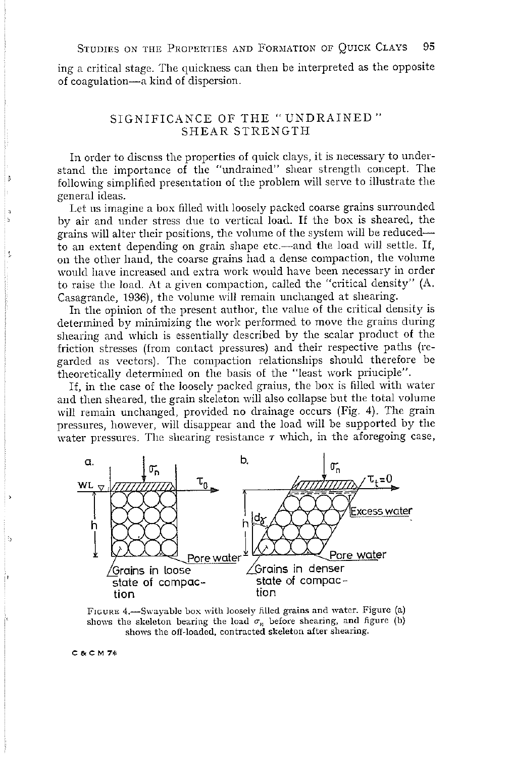ing a critical stage. The quickness can then be interpreted as the opposite of coagulation—a kind of dispersion.

## SIGNIFICANCE OF THE "UNDRAINED" SHEAR STRENGTH

In order to discuss the properties of quick clays, it is necessary to understand the importance of the "undrained" shear strength concept. The following simplified presentation of the problem will serve to illustrate the general ideas.

Let us imagine a box filled with loosely packed coarse grains surrounded by air and under stress due to vertical load. If the box is sheared, the grains will alter their positions, the volume of the system will be reduced—to an extent depending on grain shape etc.—and the load will settle. If, on the other hand, the coarse grains had a dense compaction, the volume would have increased and extra work would have been necessary in order to raise the load. At a given compaction, called the "critical density" (A. Casagrande, 1936), the volume will remain unchanged at shearing.

In the opinion of the present author, the value of the critical density is determined by minimizing the work performed to move the grains during shearing and which is essentially described by the scalar product of the friction stresses (from contact pressures) and their respective paths (regarded as vectors). The compaction relationships should therefore be theoretically determined on the basis of the "least work principle".

If, in the case of the loosely packed grains, the box is filled with water and then sheared, the grain skeleton will also collapse but the total volume will remain unchanged, provided no drainage occurs (Fig. 4). The grain pressures, however, will disappear and the load will be supported by the water pressures. The shearing resistance $\tau$ which, in the aforegoing case,

FIGURE 4.—Swayable box with loosely filled grains and water. Figure (a) shows the skeleton bearing the load $\sigma_n$ before shearing, and figure (b) shows the off-loaded, contracted skeleton after shearing.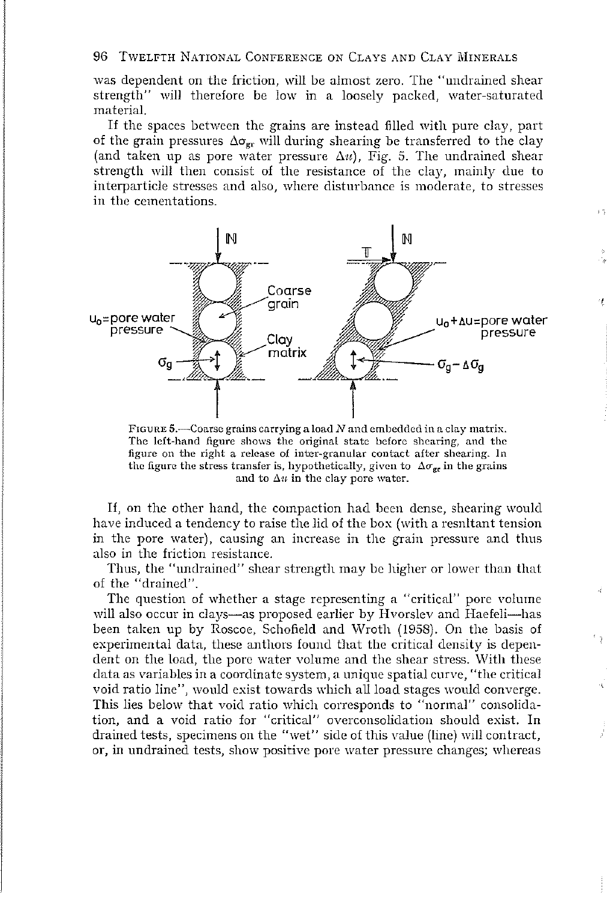was dependent on the friction, will be almost zero. The "undrained shear strength" will therefore be low in a loosely packed, water-saturated material.

If the spaces between the grains are instead filled with pure clay, part of the grain pressures $\Delta\sigma_{gr}$ will during shearing be transferred to the clay (and taken up as pore water pressure $\Delta u$), Fig. 5. The undrained shear strength will then consist of the resistance of the clay, mainly due to interparticle stresses and also, where disturbance is moderate, to stresses in the cementations.

FIGURE 5.—Coarse grains carrying a load $N$ and embedded in a clay matrix. The left-hand figure shows the original state before shearing, and the figure on the right a release of inter-granular contact after shearing. In the figure the stress transfer is, hypothetically, given to $\Delta\sigma_{gr}$ in the grains and to $\Delta u$ in the clay pore water.

If, on the other hand, the compaction had been dense, shearing would have induced a tendency to raise the lid of the box (with a resultant tension in the pore water), causing an increase in the grain pressure and thus also in the friction resistance.

Thus, the "undrained" shear strength may be higher or lower than that of the "drained".

The question of whether a stage representing a "critical" pore volume will also occur in clays—as proposed earlier by Hvorslev and Haefeli—has been taken up by Roscoe, Schofield and Wroth (1958). On the basis of experimental data, these authors found that the critical density is dependent on the load, the pore water volume and the shear stress. With these data as variables in a coordinate system, a unique spatial curve, "the critical void ratio line", would exist towards which all load stages would converge. This lies below that void ratio which corresponds to "normal" consolidation, and a void ratio for "critical" overconsolidation should exist. In drained tests, specimens on the "wet" side of this value (line) will contract, or, in undrained tests, show positive pore water pressure changes; whereas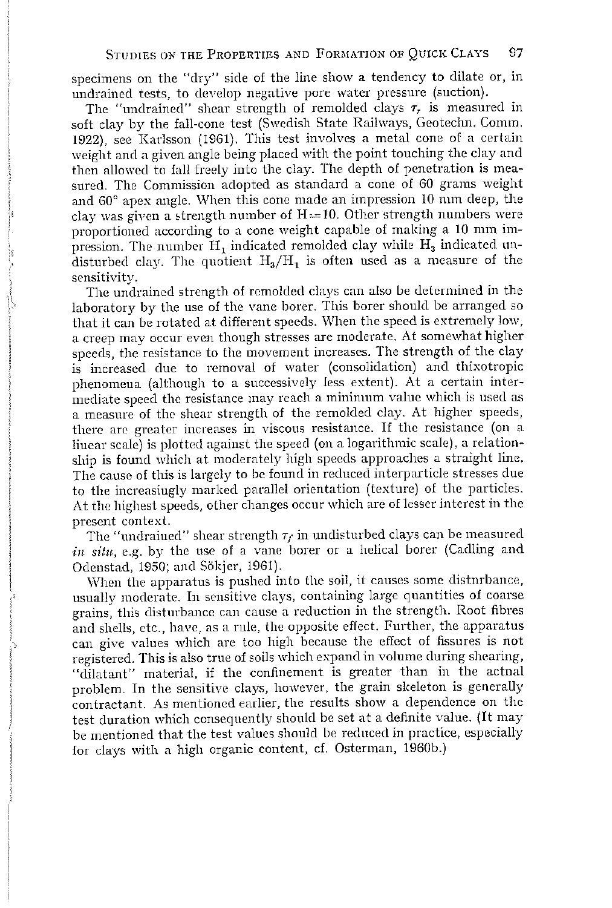specimens on the "dry" side of the line show a tendency to dilate or, in undrained tests, to develop negative pore water pressure (suction).

The "undrained" shear strength of remolded clays $\tau_r$ is measured in soft clay by the fall-cone test (Swedish State Railways, Geotechn. Comm. 1922), see Karlsson (1961). This test involves a metal cone of a certain weight and a given angle being placed with the point touching the clay and then allowed to fall freely into the clay. The depth of penetration is measured. The Commission adopted as standard a cone of 60 grams weight and 60° apex angle. When this cone made an impression 10 mm deep, the clay was given a strength number of H = 10. Other strength numbers were proportioned according to a cone weight capable of making a 10 mm impression. The number $H_1$ indicated remolded clay while $H_3$ indicated undisturbed clay. The quotient $H_3/H_1$ is often used as a measure of the sensitivity.

The undrained strength of remolded clays can also be determined in the laboratory by the use of the vane borer. This borer should be arranged so that it can be rotated at different speeds. When the speed is extremely low, a creep may occur even though stresses are moderate. At somewhat higher speeds, the resistance to the movement increases. The strength of the clay is increased due to removal of water (consolidation) and thixotropic phenomena (although to a successively less extent). At a certain intermediate speed the resistance may reach a minimum value which is used as a measure of the shear strength of the remolded clay. At higher speeds, there are greater increases in viscous resistance. If the resistance (on a linear scale) is plotted against the speed (on a logarithmic scale), a relationship is found which at moderately high speeds approaches a straight line. The cause of this is largely to be found in reduced interparticle stresses due to the increasingly marked parallel orientation (texture) of the particles. At the highest speeds, other changes occur which are of lesser interest in the present context.

The "undrained" shear strength $\tau_f$ in undisturbed clays can be measured *in situ*, e.g. by the use of a vane borer or a helical borer (Cadling and Odenstad, 1950; and Sökjer, 1961).

When the apparatus is pushed into the soil, it causes some disturbance, usually moderate. In sensitive clays, containing large quantities of coarse grains, this disturbance can cause a reduction in the strength. Root fibres and shells, etc., have, as a rule, the opposite effect. Further, the apparatus can give values which are too high because the effect of fissures is not registered. This is also true of soils which expand in volume during shearing, "dilatant" material, if the confinement is greater than in the actual problem. In the sensitive clays, however, the grain skeleton is generally contractant. As mentioned earlier, the results show a dependence on the test duration which consequently should be set at a definite value. (It may be mentioned that the test values should be reduced in practice, especially for clays with a high organic content, cf. Osterman, 1960b.)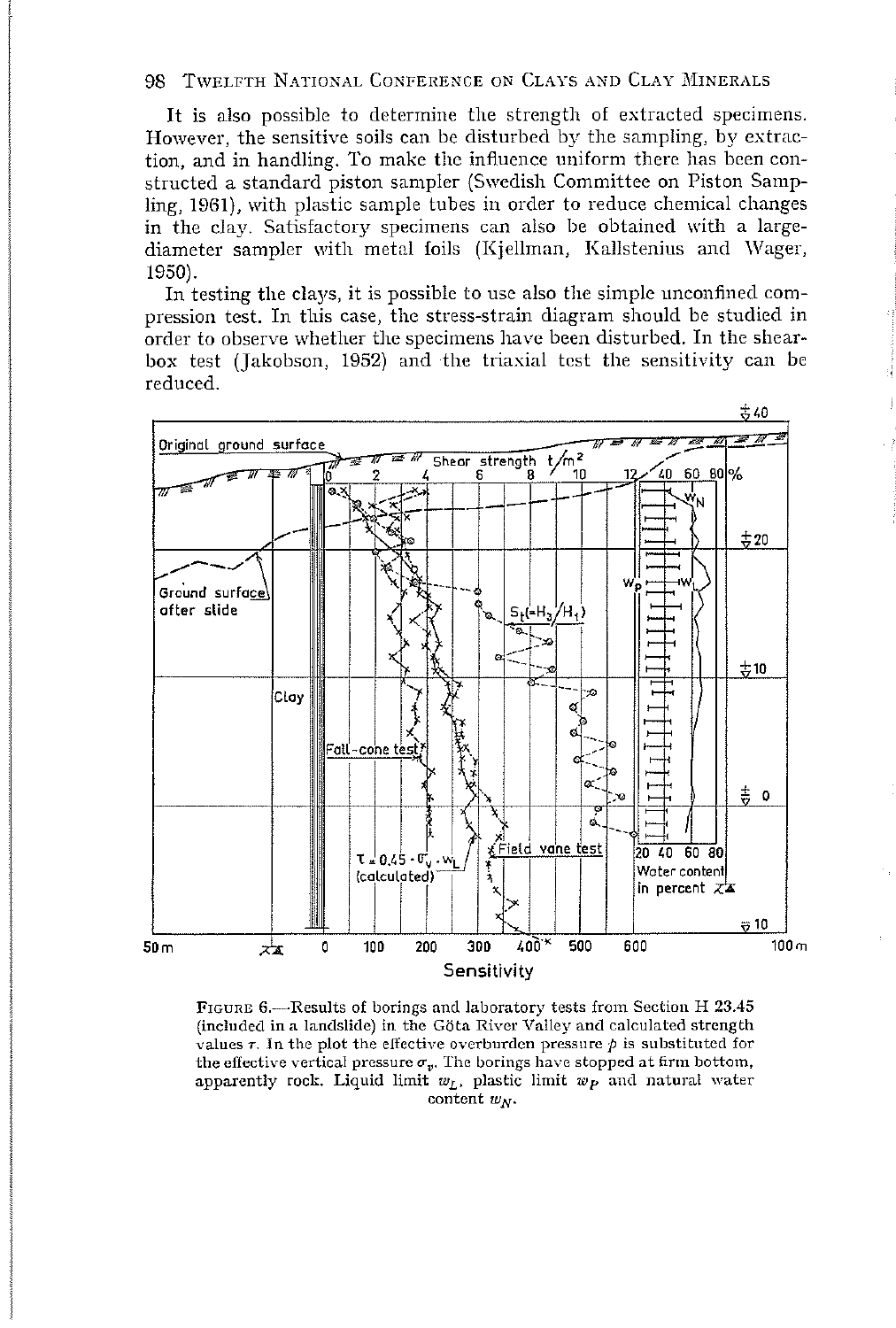It is also possible to determine the strength of extracted specimens. However, the sensitive soils can be disturbed by the sampling, by extraction, and in handling. To make the influence uniform there has been constructed a standard piston sampler (Swedish Committee on Piston Sampling, 1961), with plastic sample tubes in order to reduce chemical changes in the clay. Satisfactory specimens can also be obtained with a large-diameter sampler with metal foils (Kjellman, Kallstenius and Wager, 1950).

In testing the clays, it is possible to use also the simple unconfined compression test. In this case, the stress-strain diagram should be studied in order to observe whether the specimens have been disturbed. In the shear-box test (Jakobson, 1952) and the triaxial test the sensitivity can be reduced.

FIGURE 6.—Results of borings and laboratory tests from Section H 23.45 (included in a landslide) in the Göta River Valley and calculated strength values $\tau$. In the plot the effective overburden pressure $p$ is substituted for the effective vertical pressure $\sigma_v$. The borings have stopped at firm bottom, apparently rock. Liquid limit $w_L$, plastic limit $w_P$ and natural water content $w_N$.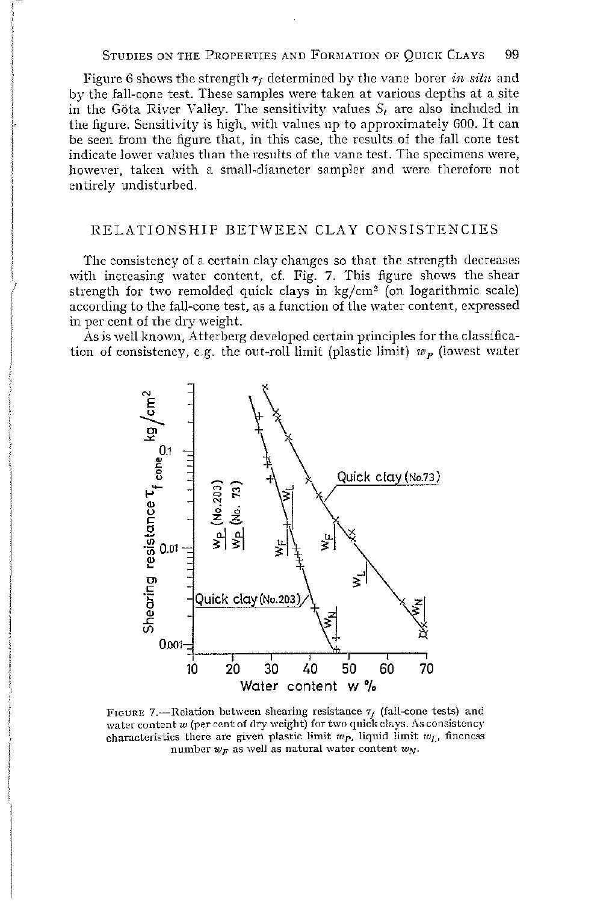Figure 6 shows the strength $\tau_f$ determined by the vane borer *in situ* and by the fall-cone test. These samples were taken at various depths at a site in the Göta River Valley. The sensitivity values $S_t$ are also included in the figure. Sensitivity is high, with values up to approximately 600. It can be seen from the figure that, in this case, the results of the fall cone test indicate lower values than the results of the vane test. The specimens were, however, taken with a small-diameter sampler and were therefore not entirely undisturbed.

## RELATIONSHIP BETWEEN CLAY CONSISTENCIES

The consistency of a certain clay changes so that the strength decreases with increasing water content, cf. Fig. 7. This figure shows the shear strength for two remolded quick clays in kg/cm² (on logarithmic scale) according to the fall-cone test, as a function of the water content, expressed in per cent of the dry weight.

As is well known, Atterberg developed certain principles for the classification of consistency, e.g. the out-roll limit (plastic limit) $w_P$ (lowest water

FIGURE 7.—Relation between shearing resistance $\tau_f$ (fall-cone tests) and water content $w$ (per cent of dry weight) for two quick clays. As consistency characteristics there are given plastic limit $w_P$, liquid limit $w_L$, fineness number $w_F$ as well as natural water content $w_N$.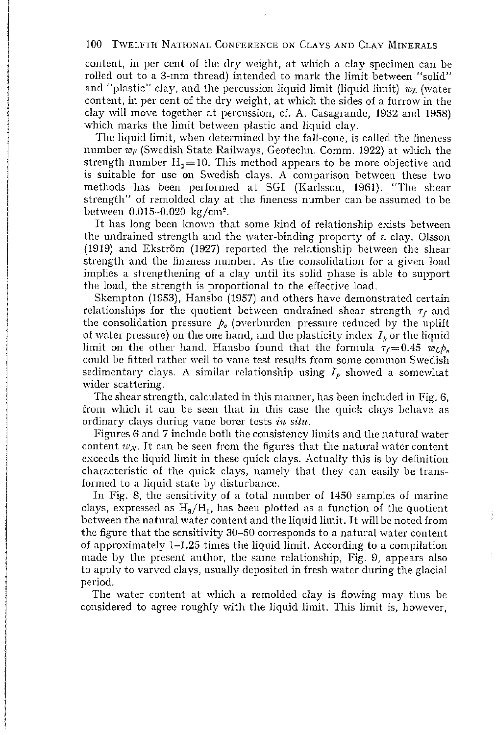content, in per cent of the dry weight, at which a clay specimen can be rolled out to a 3-mm thread) intended to mark the limit between "solid" and "plastic" clay, and the percussion liquid limit (liquid limit) $w_L$ (water content, in per cent of the dry weight, at which the sides of a furrow in the clay will move together at percussion, cf. A. Casagrande, 1932 and 1958) which marks the limit between plastic and liquid clay.

The liquid limit, when determined by the fall-cone, is called the fineness number $w_F$ (Swedish State Railways, Geotechn. Comm. 1922) at which the strength number $H_1 = 10$. This method appears to be more objective and is suitable for use on Swedish clays. A comparison between these two methods has been performed at SGI (Karlsson, 1961). "The shear strength" of remolded clay at the fineness number can be assumed to be between 0.015–0.020 kg/cm$^2$.

It has long been known that some kind of relationship exists between the undrained strength and the water-binding property of a clay. Olsson (1919) and Ekström (1927) reported the relationship between the shear strength and the fineness number. As the consolidation for a given load implies a strengthening of a clay until its solid phase is able to support the load, the strength is proportional to the effective load.

Skempton (1953), Hansbo (1957) and others have demonstrated certain relationships for the quotient between undrained shear strength $\tau_f$ and the consolidation pressure $p_o$ (overburden pressure reduced by the uplift of water pressure) on the one hand, and the plasticity index $I_p$ or the liquid limit on the other hand. Hansbo found that the formula $\tau_f = 0.45\ w_L p_o$ could be fitted rather well to vane test results from some common Swedish sedimentary clays. A similar relationship using $I_p$ showed a somewhat wider scattering.

The shear strength, calculated in this manner, has been included in Fig. 6, from which it can be seen that in this case the quick clays behave as ordinary clays during vane borer tests *in situ*.

Figures 6 and 7 include both the consistency limits and the natural water content $w_N$. It can be seen from the figures that the natural water content exceeds the liquid limit in these quick clays. Actually this is by definition characteristic of the quick clays, namely that they can easily be transformed to a liquid state by disturbance.

In Fig. 8, the sensitivity of a total number of 1450 samples of marine clays, expressed as $H_3/H_1$, has been plotted as a function of the quotient between the natural water content and the liquid limit. It will be noted from the figure that the sensitivity 30–50 corresponds to a natural water content of approximately 1–1.25 times the liquid limit. According to a compilation made by the present author, the same relationship, Fig. 9, appears also to apply to varved clays, usually deposited in fresh water during the glacial period.

The water content at which a remolded clay is flowing may thus be considered to agree roughly with the liquid limit. This limit is, however,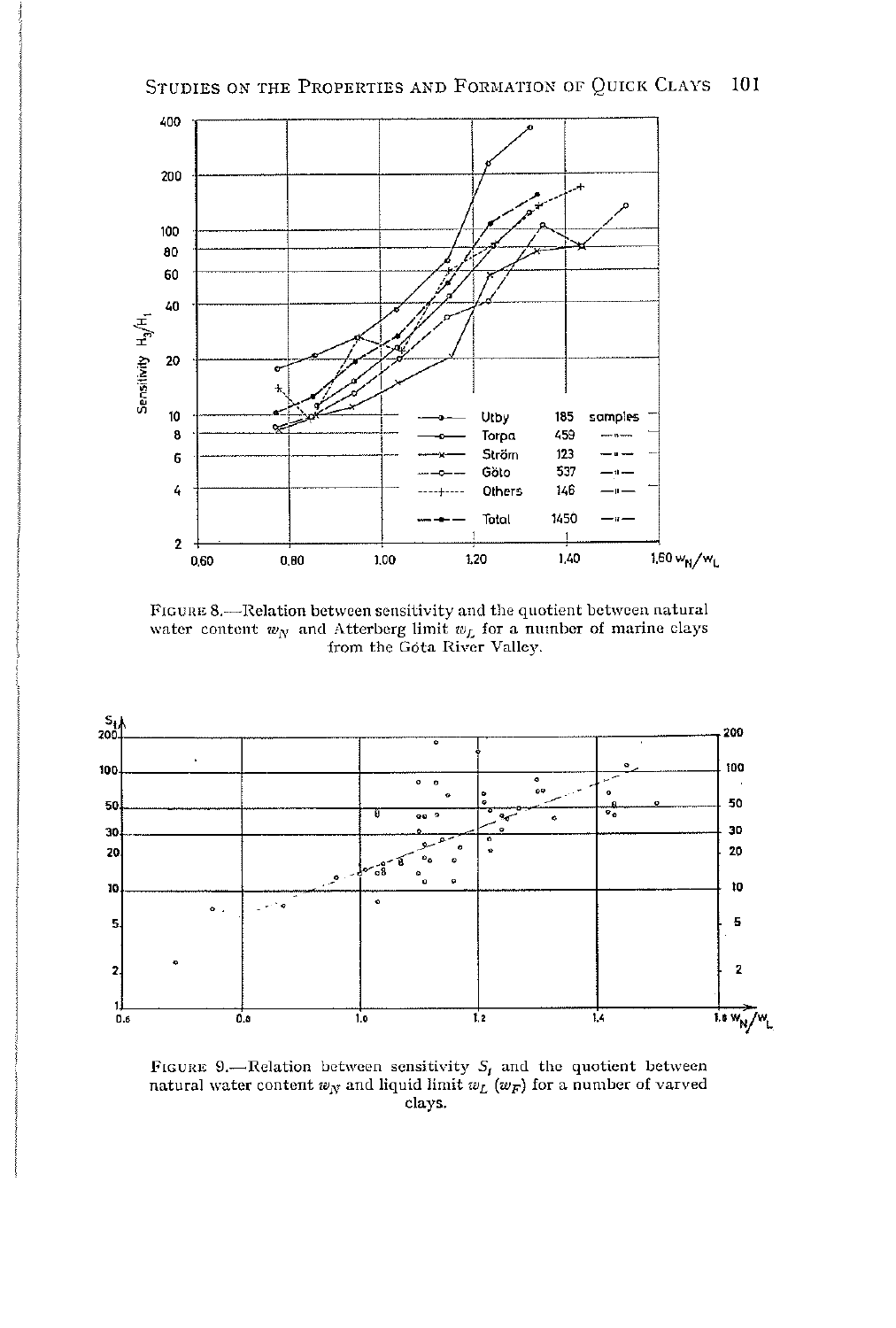FIGURE 8.—Relation between sensitivity and the quotient between natural water content $w_N$ and Atterberg limit $w_L$ for a number of marine clays from the Göta River Valley.

FIGURE 9.—Relation between sensitivity $S_t$ and the quotient between natural water content $w_N$ and liquid limit $w_L$ ($w_F$) for a number of varved clays.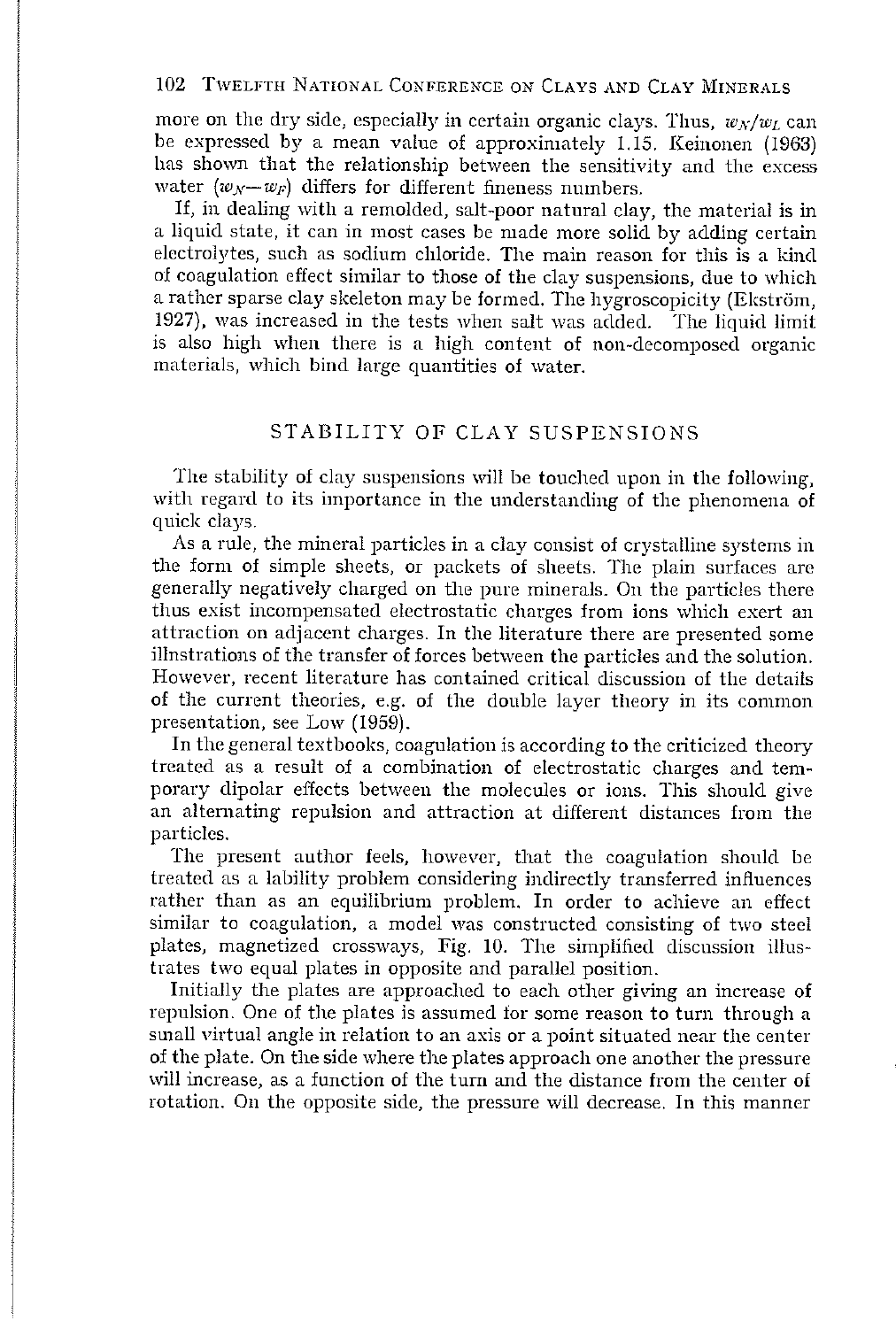more on the dry side, especially in certain organic clays. Thus, $w_N/w_L$ can be expressed by a mean value of approximately 1.15. Keinonen (1963) has shown that the relationship between the sensitivity and the excess water ($w_N - w_F$) differs for different fineness numbers.

If, in dealing with a remolded, salt-poor natural clay, the material is in a liquid state, it can in most cases be made more solid by adding certain electrolytes, such as sodium chloride. The main reason for this is a kind of coagulation effect similar to those of the clay suspensions, due to which a rather sparse clay skeleton may be formed. The hygroscopicity (Ekström, 1927), was increased in the tests when salt was added. The liquid limit is also high when there is a high content of non-decomposed organic materials, which bind large quantities of water.

## STABILITY OF CLAY SUSPENSIONS

The stability of clay suspensions will be touched upon in the following, with regard to its importance in the understanding of the phenomena of quick clays.

As a rule, the mineral particles in a clay consist of crystalline systems in the form of simple sheets, or packets of sheets. The plain surfaces are generally negatively charged on the pure minerals. On the particles there thus exist incompensated electrostatic charges from ions which exert an attraction on adjacent charges. In the literature there are presented some illnstrations of the transfer of forces between the particles and the solution. However, recent literature has contained critical discussion of the details of the current theories, e.g. of the double layer theory in its common presentation, see Low (1959).

In the general textbooks, coagulation is according to the criticized theory treated as a result of a combination of electrostatic charges and temporary dipolar effects between the molecules or ions. This should give an alternating repulsion and attraction at different distances from the particles.

The present author feels, however, that the coagulation should be treated as a lability problem considering indirectly transferred influences rather than as an equilibrium problem. In order to achieve an effect similar to coagulation, a model was constructed consisting of two steel plates, magnetized crossways, Fig. 10. The simplified discussion illustrates two equal plates in opposite and parallel position.

Initially the plates are approached to each other giving an increase of repulsion. One of the plates is assumed for some reason to turn through a small virtual angle in relation to an axis or a point situated near the center of the plate. On the side where the plates approach one another the pressure will increase, as a function of the turn and the distance from the center of rotation. On the opposite side, the pressure will decrease. In this manner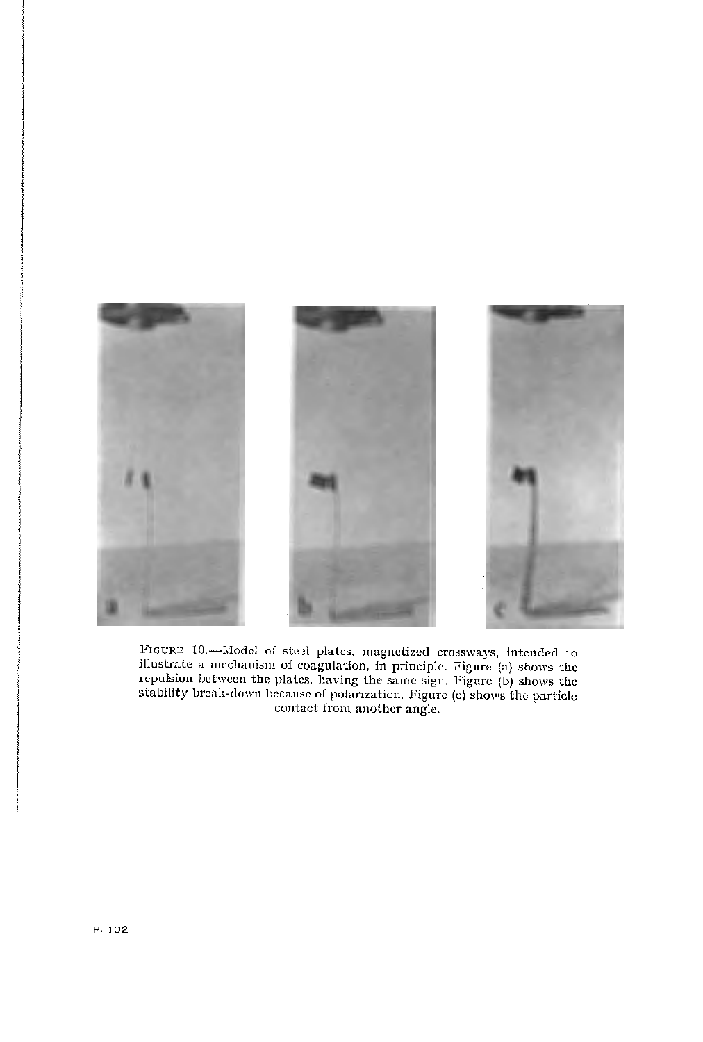Figure 10.—Model of steel plates, magnetized crossways, intended to illustrate a mechanism of coagulation, in principle. Figure (a) shows the repulsion between the plates, having the same sign. Figure (b) shows the stability break-down because of polarization. Figure (c) shows the particle contact from another angle.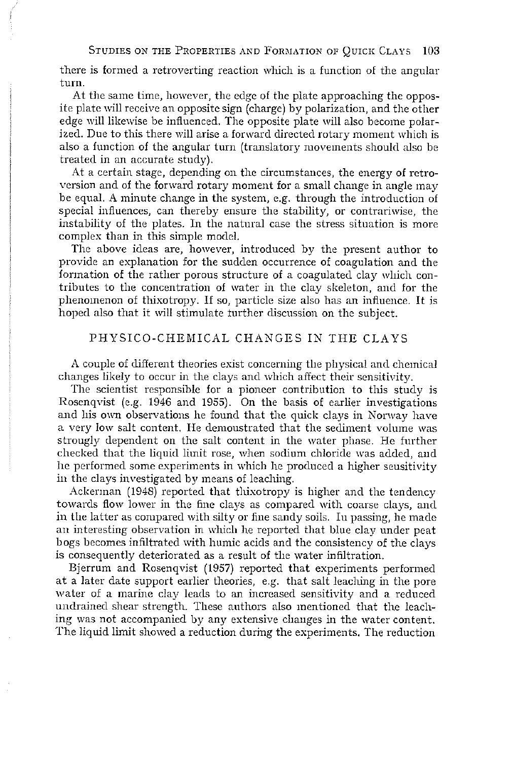there is formed a retroverting reaction which is a function of the angular turn.

At the same time, however, the edge of the plate approaching the opposite plate will receive an opposite sign (charge) by polarization, and the other edge will likewise be influenced. The opposite plate will also become polarized. Due to this there will arise a forward directed rotary moment which is also a function of the angular turn (translatory movements should also be treated in an accurate study).

At a certain stage, depending on the circumstances, the energy of retroversion and of the forward rotary moment for a small change in angle may be equal. A minute change in the system, e.g. through the introduction of special influences, can thereby ensure the stability, or contrariwise, the instability of the plates. In the natural case the stress situation is more complex than in this simple model.

The above ideas are, however, introduced by the present author to provide an explanation for the sudden occurrence of coagulation and the formation of the rather porous structure of a coagulated clay which contributes to the concentration of water in the clay skeleton, and for the phenomenon of thixotropy. If so, particle size also has an influence. It is hoped also that it will stimulate further discussion on the subject.

## PHYSICO-CHEMICAL CHANGES IN THE CLAYS

A couple of different theories exist concerning the physical and chemical changes likely to occur in the clays and which affect their sensitivity.

The scientist responsible for a pioneer contribution to this study is Rosenqvist (e.g. 1946 and 1955). On the basis of earlier investigations and his own observations he found that the quick clays in Norway have a very low salt content. He demonstrated that the sediment volume was strongly dependent on the salt content in the water phase. He further checked that the liquid limit rose, when sodium chloride was added, and he performed some experiments in which he produced a higher sensitivity in the clays investigated by means of leaching.

Ackerman (1948) reported that thixotropy is higher and the tendency towards flow lower in the fine clays as compared with coarse clays, and in the latter as compared with silty or fine sandy soils. In passing, he made an interesting observation in which he reported that blue clay under peat bogs becomes infiltrated with humic acids and the consistency of the clays is consequently deteriorated as a result of the water infiltration.

Bjerrum and Rosenqvist (1957) reported that experiments performed at a later date support earlier theories, e.g. that salt leaching in the pore water of a marine clay leads to an increased sensitivity and a reduced undrained shear strength. These authors also mentioned that the leaching was not accompanied by any extensive changes in the water content. The liquid limit showed a reduction during the experiments. The reduction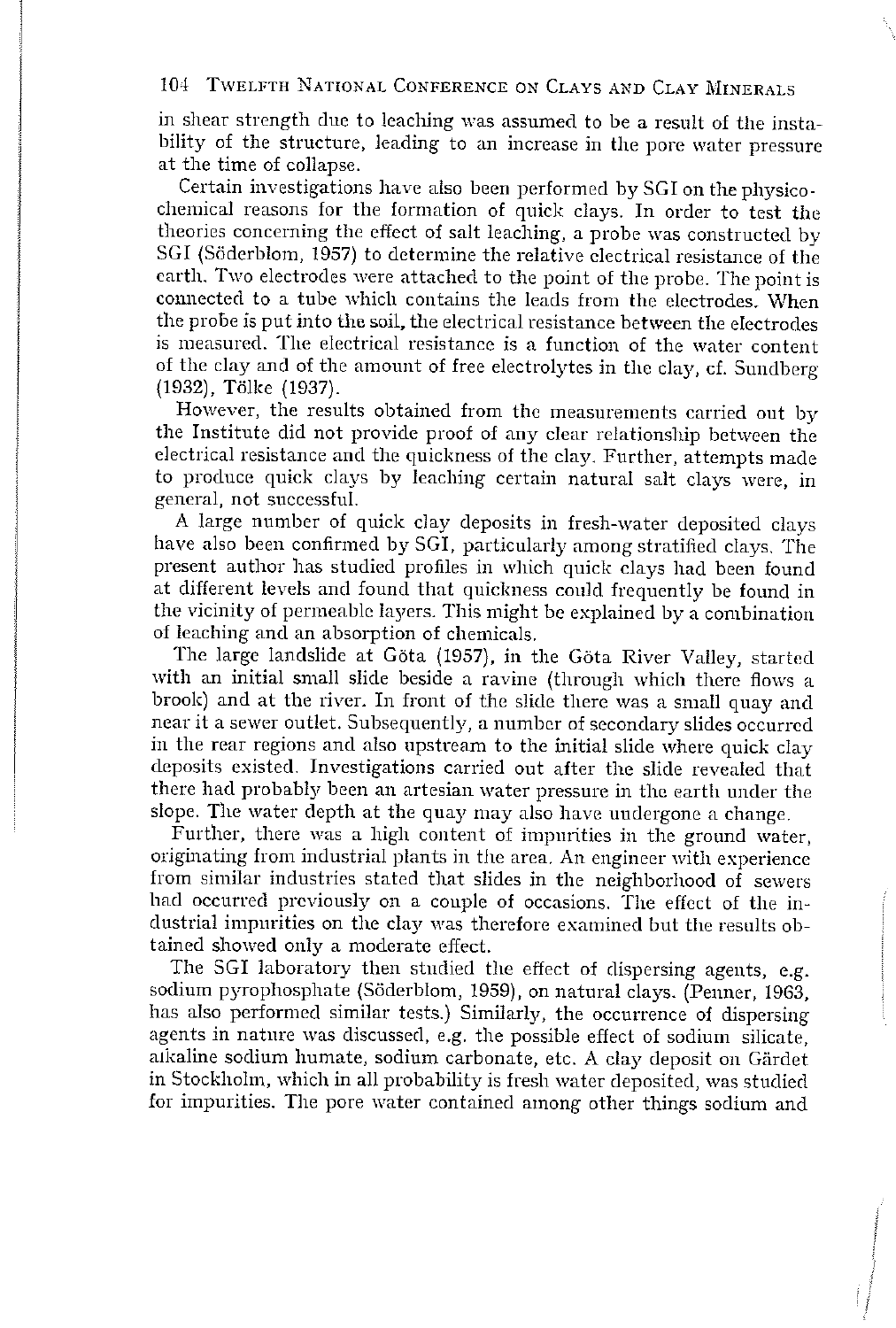in shear strength due to leaching was assumed to be a result of the instability of the structure, leading to an increase in the pore water pressure at the time of collapse.

Certain investigations have also been performed by SGI on the physico-chemical reasons for the formation of quick clays. In order to test the theories concerning the effect of salt leaching, a probe was constructed by SGI (Söderblom, 1957) to determine the relative electrical resistance of the earth. Two electrodes were attached to the point of the probe. The point is connected to a tube which contains the leads from the electrodes. When the probe is put into the soil, the electrical resistance between the electrodes is measured. The electrical resistance is a function of the water content of the clay and of the amount of free electrolytes in the clay, cf. Sundberg (1932), Tölke (1937).

However, the results obtained from the measurements carried out by the Institute did not provide proof of any clear relationship between the electrical resistance and the quickness of the clay. Further, attempts made to produce quick clays by leaching certain natural salt clays were, in general, not successful.

A large number of quick clay deposits in fresh-water deposited clays have also been confirmed by SGI, particularly among stratified clays. The present author has studied profiles in which quick clays had been found at different levels and found that quickness could frequently be found in the vicinity of permeable layers. This might be explained by a combination of leaching and an absorption of chemicals.

The large landslide at Göta (1957), in the Göta River Valley, started with an initial small slide beside a ravine (through which there flows a brook) and at the river. In front of the slide there was a small quay and near it a sewer outlet. Subsequently, a number of secondary slides occurred in the rear regions and also upstream to the initial slide where quick clay deposits existed. Investigations carried out after the slide revealed that there had probably been an artesian water pressure in the earth under the slope. The water depth at the quay may also have undergone a change.

Further, there was a high content of impurities in the ground water, originating from industrial plants in the area. An engineer with experience from similar industries stated that slides in the neighborhood of sewers had occurred previously on a couple of occasions. The effect of the industrial impurities on the clay was therefore examined but the results obtained showed only a moderate effect.

The SGI laboratory then studied the effect of dispersing agents, e.g. sodium pyrophosphate (Söderblom, 1959), on natural clays. (Penner, 1963, has also performed similar tests.) Similarly, the occurrence of dispersing agents in nature was discussed, e.g. the possible effect of sodium silicate, alkaline sodium humate, sodium carbonate, etc. A clay deposit on Gärdet in Stockholm, which in all probability is fresh water deposited, was studied for impurities. The pore water contained among other things sodium and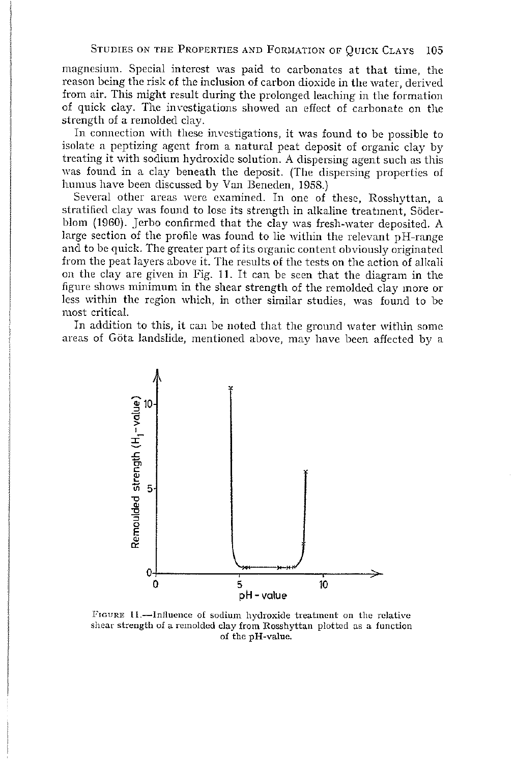magnesium. Special interest was paid to carbonates at that time, the reason being the risk of the inclusion of carbon dioxide in the water, derived from air. This might result during the prolonged leaching in the formation of quick clay. The investigations showed an effect of carbonate on the strength of a remolded clay.

In connection with these investigations, it was found to be possible to isolate a peptizing agent from a natural peat deposit of organic clay by treating it with sodium hydroxide solution. A dispersing agent such as this was found in a clay beneath the deposit. (The dispersing properties of humus have been discussed by Van Beneden, 1958.)

Several other areas were examined. In one of these, Rosshyttan, a stratified clay was found to lose its strength in alkaline treatment, Söderblom (1960). Jerbo confirmed that the clay was fresh-water deposited. A large section of the profile was found to lie within the relevant pH-range and to be quick. The greater part of its organic content obviously originated from the peat layers above it. The results of the tests on the action of alkali on the clay are given in Fig. 11. It can be seen that the diagram in the figure shows minimum in the shear strength of the remolded clay more or less within the region which, in other similar studies, was found to be most critical.

In addition to this, it can be noted that the ground water within some areas of Göta landslide, mentioned above, may have been affected by a

FIGURE 11.—Influence of sodium hydroxide treatment on the relative shear strength of a remolded clay from Rosshyttan plotted as a function of the pH-value.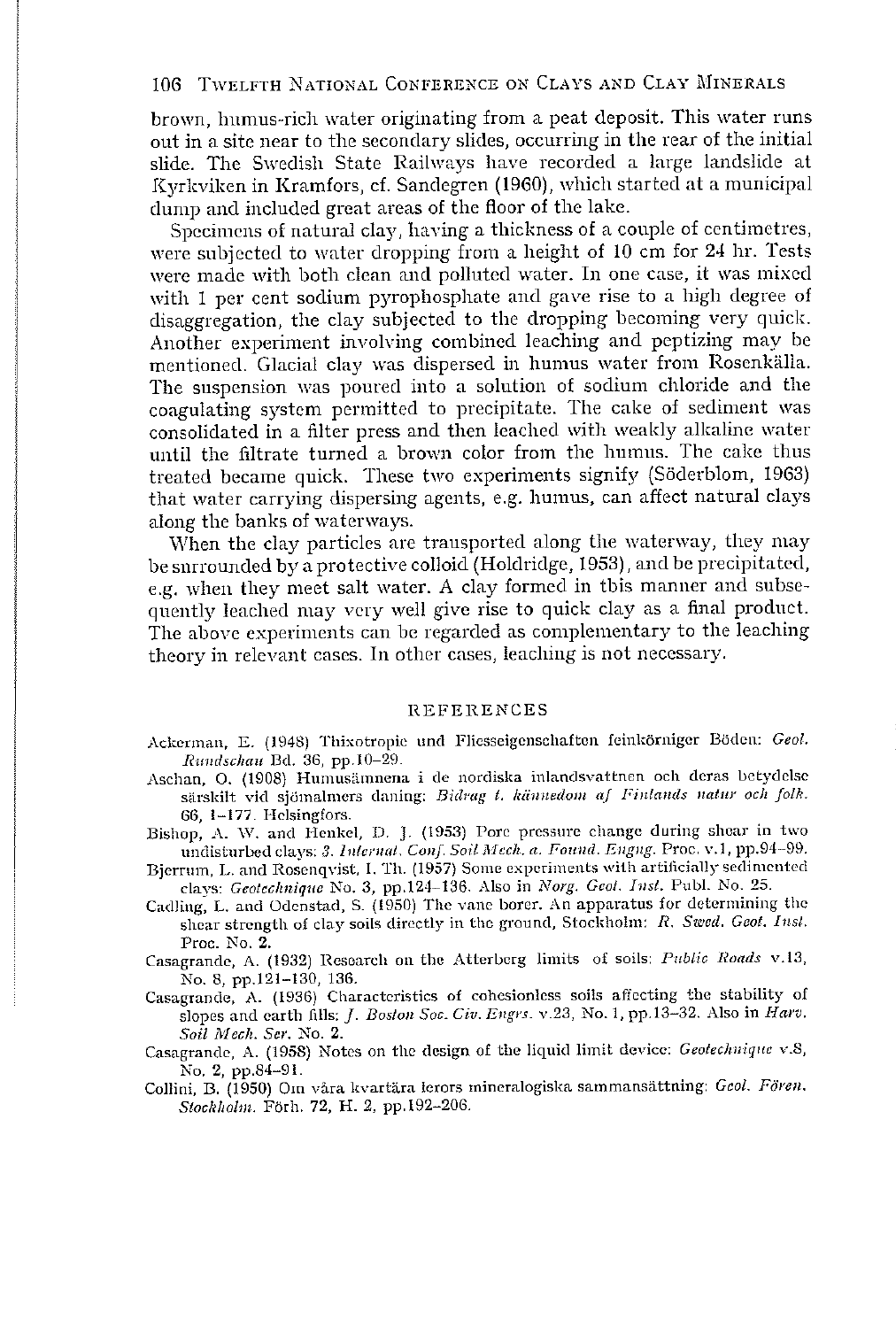brown, humus-rich water originating from a peat deposit. This water runs out in a site near to the secondary slides, occurring in the rear of the initial slide. The Swedish State Railways have recorded a large landslide at Kyrkviken in Kramfors, cf. Sandegren (1960), which started at a municipal dump and included great areas of the floor of the lake.

Specimens of natural clay, having a thickness of a couple of centimetres, were subjected to water dropping from a height of 10 cm for 24 hr. Tests were made with both clean and polluted water. In one case, it was mixed with 1 per cent sodium pyrophosphate and gave rise to a high degree of disaggregation, the clay subjected to the dropping becoming very quick. Another experiment involving combined leaching and peptizing may be mentioned. Glacial clay was dispersed in humus water from Rosenkälla. The suspension was poured into a solution of sodium chloride and the coagulating system permitted to precipitate. The cake of sediment was consolidated in a filter press and then leached with weakly alkaline water until the filtrate turned a brown color from the humus. The cake thus treated became quick. These two experiments signify (Söderblom, 1963) that water carrying dispersing agents, e.g. humus, can affect natural clays along the banks of waterways.

When the clay particles are transported along the waterway, they may be surrounded by a protective colloid (Holdridge, 1953), and be precipitated, e.g. when they meet salt water. A clay formed in this manner and subsequently leached may very well give rise to quick clay as a final product. The above experiments can be regarded as complementary to the leaching theory in relevant cases. In other cases, leaching is not necessary.

## REFERENCES

Ackerman, E. (1948) Thixotropie und Fliesseigenschaften feinkörniger Böden: *Geol. Rundschau* Bd. 36, pp.10–29.

Aschan, O. (1908) Humusämnena i de nordiska inlandsvattnen och deras betydelse särskilt vid sjömalmers daning: *Bidrag t. kännedom af Finlands natur och folk.* 66, 1–177. Helsingfors.

Bishop, A. W. and Henkel, D. J. (1953) Pore pressure change during shear in two undisturbed clays: *3. Internat. Conf. Soil Mech. a. Found. Engng.* Proc. v.1, pp.94–99.

Bjerrum, L. and Rosenqvist, I. Th. (1957) Some experiments with artificially sedimented clays: *Geotechnique* No. 3, pp.124–136. Also in *Norg. Geol. Inst.* Publ. No. 25.

Cadling, L. and Odenstad, S. (1950) The vane borer. An apparatus for determining the shear strength of clay soils directly in the ground, Stockholm: *R. Swed. Geot. Inst.* Proc. No. 2.

Casagrande, A. (1932) Research on the Atterberg limits of soils: *Public Roads* v.13, No. 8, pp.121–130, 136.

Casagrande, A. (1936) Characteristics of cohesionless soils affecting the stability of slopes and earth fills: *J. Boston Soc. Civ. Engrs.* v.23, No. 1, pp.13–32. Also in *Harv. Soil Mech. Ser.* No. 2.

Casagrande, A. (1958) Notes on the design of the liquid limit device: *Geotechnique* v.8, No. 2, pp.84–91.

Collini, B. (1950) Om våra kvartära lerors mineralogiska sammansättning: *Geol. Fören. Stockholm.* Förh. 72, H. 2, pp.192–206.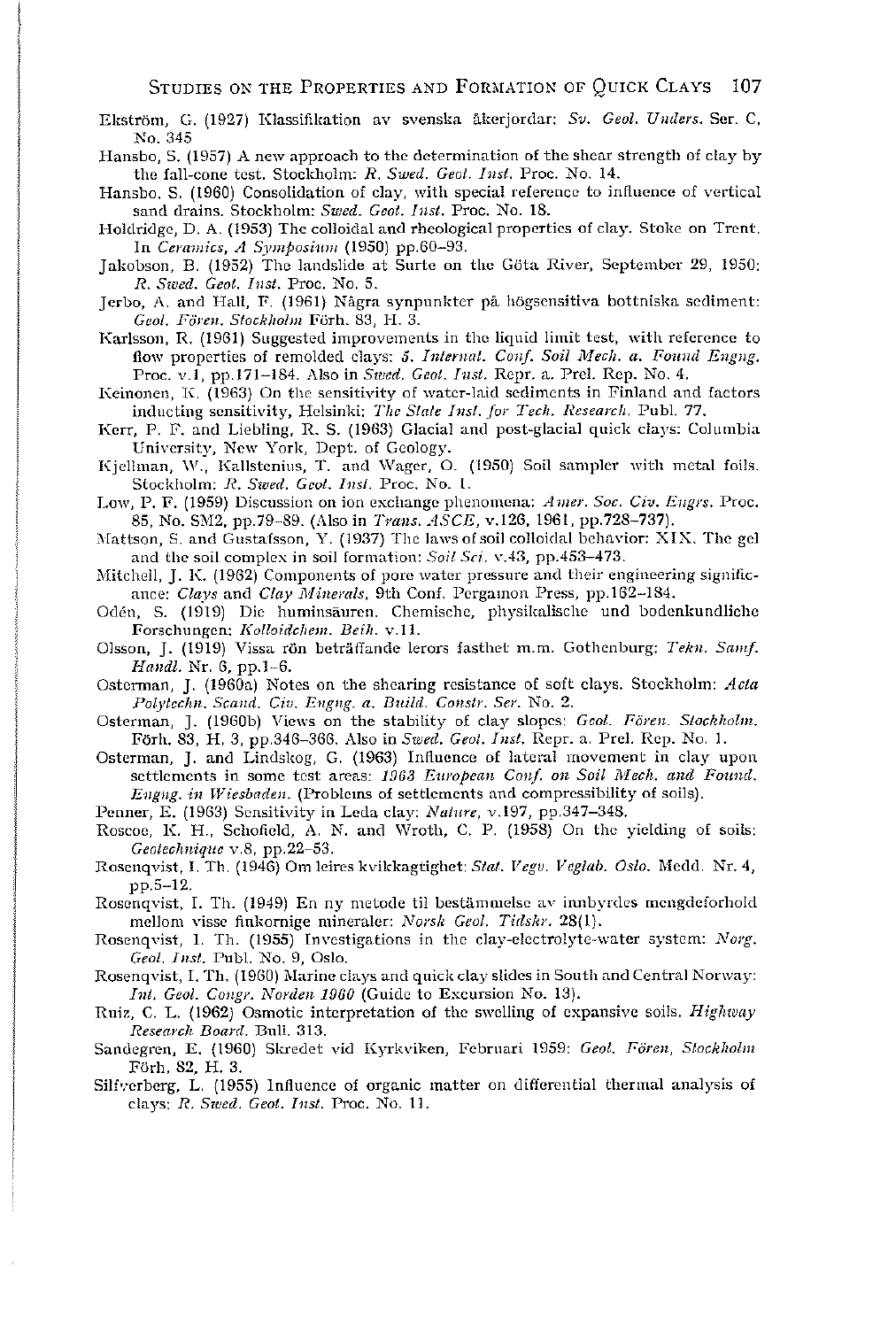Ekström, G. (1927) Klassifikation av svenska åkerjordar: *Sv. Geol. Unders.* Ser. C, No. 345

Hansbo, S. (1957) A new approach to the determination of the shear strength of clay by the fall-cone test. Stockholm: *R. Swed. Geol. Inst.* Proc. No. 14.

Hansbo, S. (1960) Consolidation of clay, with special reference to influence of vertical sand drains. Stockholm: *Swed. Geot. Inst.* Proc. No. 18.

Holdridge, D. A. (1953) The colloidal and rheological properties of clay. Stoke on Trent. In *Ceramics, A Symposium* (1950) pp.60–93.

Jakobson, B. (1952) The landslide at Surte on the Göta River, September 29, 1950: *R. Swed. Geot. Inst.* Proc. No. 5.

Jerbo, A. and Hall, F. (1961) Några synpunkter på högsensitiva bottniska sediment: *Geol. Fören. Stockholm* Förh. 83, H. 3.

Karlsson, R. (1961) Suggested improvements in the liquid limit test, with reference to flow properties of remolded clays: *5. Internat. Conf. Soil Mech. a. Found Engng.* Proc. v.1, pp.171–184. Also in *Swed. Geot. Inst.* Repr. a. Prel. Rep. No. 4.

Keinonen, K. (1963) On the sensitivity of water-laid sediments in Finland and factors inducting sensitivity, Helsinki: *The State Inst. for Tech. Research.* Publ. 77.

Kerr, P. F. and Liebling, R. S. (1963) Glacial and post-glacial quick clays: Columbia University, New York, Dept. of Geology.

Kjellman, W., Kallstenius, T. and Wager, O. (1950) Soil sampler with metal foils. Stockholm: *R. Swed. Geot. Inst.* Proc. No. 1.

Low, P. F. (1959) Discussion on ion exchange phenomena: *Amer. Soc. Civ. Engrs.* Proc. 85, No. SM2, pp.79–89. (Also in *Trans. ASCE*, v.126, 1961, pp.728–737).

Mattson, S. and Gustafsson, Y. (1937) The laws of soil colloidal behavior: XIX. The gel and the soil complex in soil formation: *Soil Sci.* v.43, pp.453–473.

Mitchell, J. K. (1962) Components of pore water pressure and their engineering significance: *Clays and Clay Minerals*, 9th Conf. Pergamon Press, pp.162–184.

Odén, S. (1919) Die huminsäuren. Chemische, physikalische und bodenkundliche Forschungen: *Kolloidchem. Beih.* v.11.

Olsson, J. (1919) Vissa rön beträffande lerors fasthet m.m. Gothenburg: *Tekn. Samf. Handl.* Nr. 6, pp.1–6.

Osterman, J. (1960a) Notes on the shearing resistance of soft clays. Stockholm: *Acta Polytechn. Scand. Civ. Engng. a. Build. Constr. Ser.* No. 2.

Osterman, J. (1960b) Views on the stability of clay slopes: *Geol. Fören. Stockholm.* Förh. 83, H. 3, pp.346–366. Also in *Swed. Geot. Inst.* Repr. a. Prel. Rep. No. 1.

Osterman, J. and Lindskog, G. (1963) Influence of lateral movement in clay upon settlements in some test areas: *1963 European Conf. on Soil Mech. and Found. Engng. in Wiesbaden.* (Problems of settlements and compressibility of soils).

Penner, E. (1963) Sensitivity in Leda clay: *Nature*, v.197, pp.347–348.

Roscoe, K. H., Schofield, A. N. and Wroth, C. P. (1958) On the yielding of soils: *Geotechnique* v.8, pp.22–53.

Rosenqvist, I. Th. (1946) Om leires kvikkagtighet: *Stat. Vegv. Veglab. Oslo.* Medd. Nr. 4, pp.5–12.

Rosenqvist, I. Th. (1949) En ny metode til bestämmelse av innbyrdes mengdeforhold mellom visse finkornige mineraler: *Norsk Geol. Tidskr.* 28(1).

Rosenqvist, I. Th. (1955) Investigations in the clay-electrolyte-water system: *Norg. Geot. Inst.* Publ. No. 9, Oslo.

Rosenqvist, I. Th. (1960) Marine clays and quick clay slides in South and Central Norway: *Int. Geol. Congr. Norden 1960* (Guide to Excursion No. 13).

Ruiz, C. L. (1962) Osmotic interpretation of the swelling of expansive soils. *Highway Research Board.* Bull. 313.

Sandegren, E. (1960) Skredet vid Kyrkviken, Februari 1959: *Geol. Fören, Stockholm* Förh, 82, H. 3.

Silfverberg, L. (1955) Influence of organic matter on differential thermal analysis of clays: *R. Swed. Geot. Inst.* Proc. No. 11.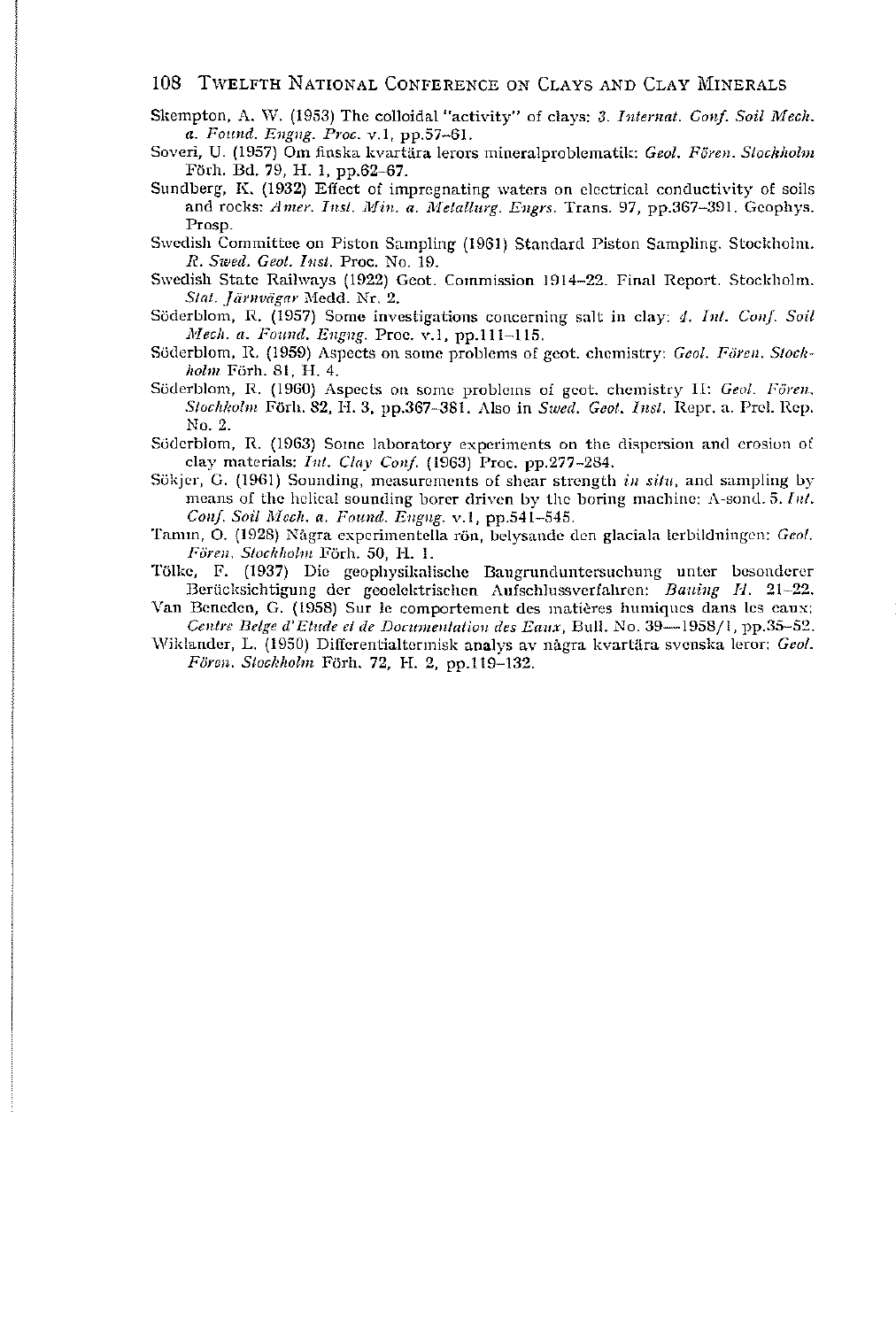Skempton, A. W. (1953) The colloidal "activity" of clays: *3. Internat. Conf. Soil Mech. a. Found. Engng. Proc.* v.1, pp.57–61.

Soveri, U. (1957) Om finska kvartära lerors mineralproblematik: *Geol. Fören. Stockholm* Förh. Bd. 79, H. 1, pp.62–67.

Sundberg, K. (1932) Effect of impregnating waters on electrical conductivity of soils and rocks: *Amer. Inst. Min. a. Metallurg. Engrs.* Trans. 97, pp.367–391. Geophys. Prosp.

Swedish Committee on Piston Sampling (1961) Standard Piston Sampling. Stockholm. *R. Swed. Geot. Inst.* Proc. No. 19.

Swedish State Railways (1922) Geot. Commission 1914–22. Final Report. Stockholm. *Stat. Järnvägar* Medd. Nr. 2.

Söderblom, R. (1957) Some investigations concerning salt in clay: *4. Int. Conf. Soil Mech. a. Found. Engng.* Proc. v.1, pp.111–115.

Söderblom, R. (1959) Aspects on some problems of geot. chemistry: *Geol. Fören. Stockholm* Förh. 81, H. 4.

Söderblom, R. (1960) Aspects on some problems of geot. chemistry II: *Geol. Fören. Stockholm* Förh. 82, H. 3, pp.367–381. Also in *Swed. Geot. Inst.* Repr. a. Prel. Rep. No. 2.

Söderblom, R. (1963) Some laboratory experiments on the dispersion and erosion of clay materials: *Int. Clay Conf.* (1963) Proc. pp.277–284.

Sökjer, G. (1961) Sounding, measurements of shear strength *in situ*, and sampling by means of the helical sounding borer driven by the boring machine: A-sond. *5. Int. Conf. Soil Mech. a. Found. Engng.* v.1, pp.541–545.

Tamm, O. (1928) Några experimentella rön, belysande den glaciala lerbildningen: *Geol. Fören. Stockholm* Förh. 50, H. 1.

Tölke, F. (1937) Die geophysikalische Baugrunduntersuchung unter besonderer Berücksichtigung der geoelektrischen Aufschlussverfahren: *Bauing H.* 21–22.

Van Beneden, G. (1958) Sur le comportement des matières humiques dans les eaux: *Centre Belge d'Etude et de Documentation des Eaux*, Bull. No. 39—1958/1, pp.35–52.

Wiklander, L. (1950) Differentialtermisk analys av några kvartära svenska leror: *Geol. Fören. Stockholm* Förh. 72, H. 2, pp.119–132.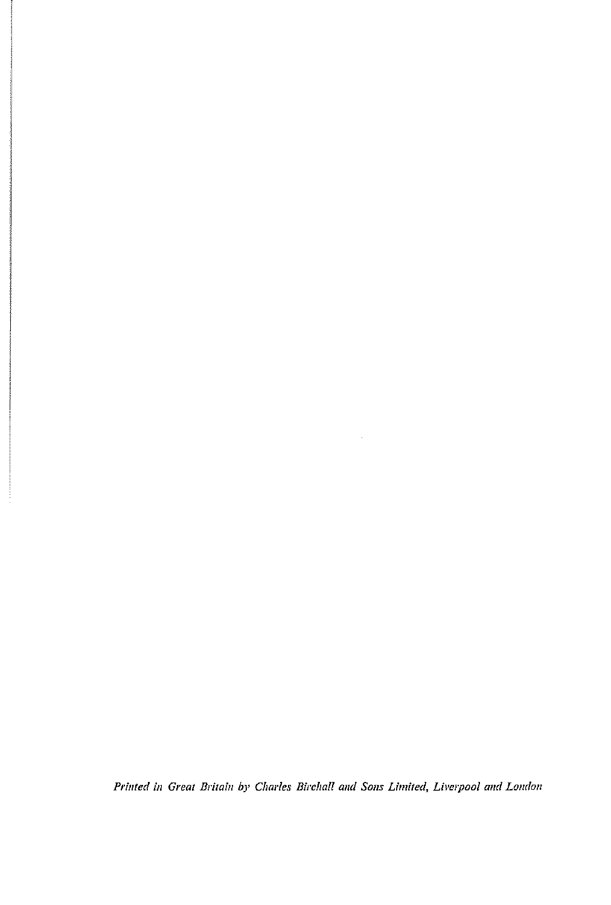*Printed in Great Britain by Charles Birchall and Sons Limited, Liverpool and London*